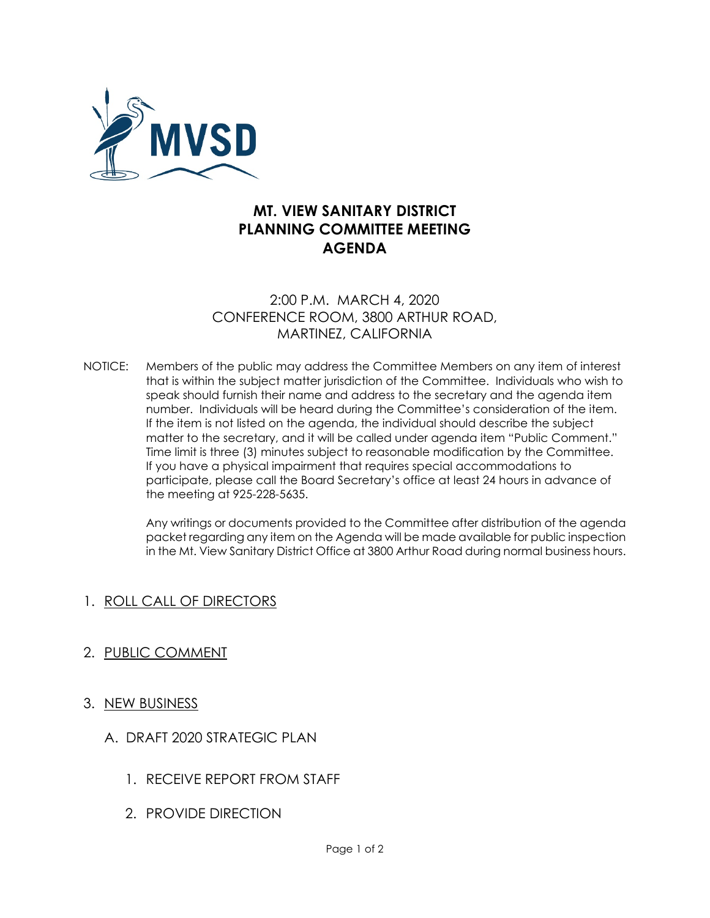MVSD

# MT. VIEW SANITARY DISTRICT
# PLANNING COMMITTEE MEETING
# AGENDA

2:00 P.M. MARCH 4, 2020
CONFERENCE ROOM, 3800 ARTHUR ROAD,
MARTINEZ, CALIFORNIA

NOTICE: Members of the public may address the Committee Members on any item of interest that is within the subject matter jurisdiction of the Committee. Individuals who wish to speak should furnish their name and address to the secretary and the agenda item number. Individuals will be heard during the Committee's consideration of the item. If the item is not listed on the agenda, the individual should describe the subject matter to the secretary, and it will be called under agenda item "Public Comment." Time limit is three (3) minutes subject to reasonable modification by the Committee. If you have a physical impairment that requires special accommodations to participate, please call the Board Secretary's office at least 24 hours in advance of the meeting at 925-228-5635.

Any writings or documents provided to the Committee after distribution of the agenda packet regarding any item on the Agenda will be made available for public inspection in the Mt. View Sanitary District Office at 3800 Arthur Road during normal business hours.

1. ROLL CALL OF DIRECTORS

2. PUBLIC COMMENT

3. NEW BUSINESS

   A. DRAFT 2020 STRATEGIC PLAN

      1. RECEIVE REPORT FROM STAFF

      2. PROVIDE DIRECTION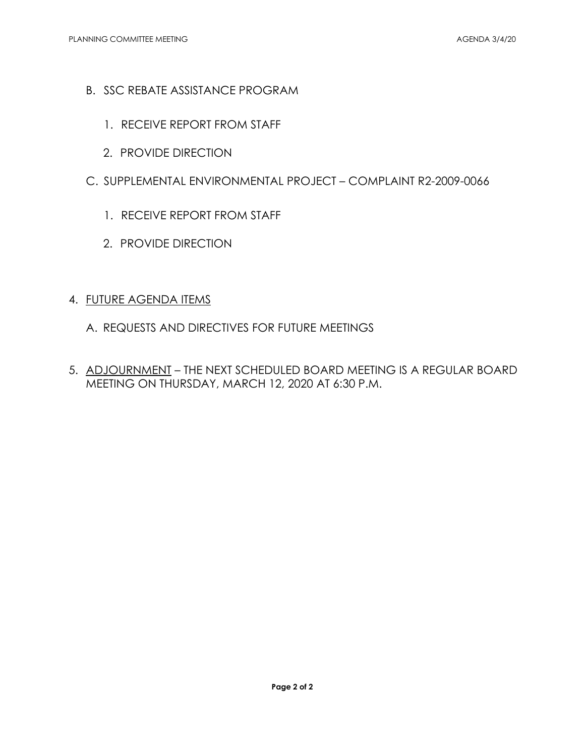B. SSC REBATE ASSISTANCE PROGRAM

    1. RECEIVE REPORT FROM STAFF

    2. PROVIDE DIRECTION

C. SUPPLEMENTAL ENVIRONMENTAL PROJECT – COMPLAINT R2-2009-0066

    1. RECEIVE REPORT FROM STAFF

    2. PROVIDE DIRECTION

4. <u>FUTURE AGENDA ITEMS</u>

    A. REQUESTS AND DIRECTIVES FOR FUTURE MEETINGS

5. <u>ADJOURNMENT</u> – THE NEXT SCHEDULED BOARD MEETING IS A REGULAR BOARD MEETING ON THURSDAY, MARCH 12, 2020 AT 6:30 P.M.